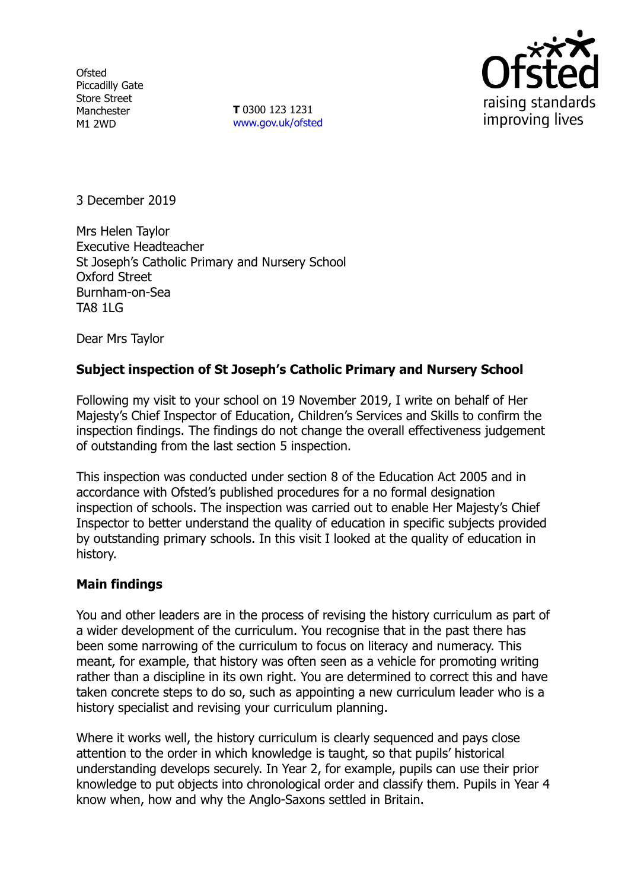Ofsted
Piccadilly Gate
Store Street
Manchester
M1 2WD

**T** 0300 123 1231
www.gov.uk/ofsted

Ofsted
raising standards
improving lives

3 December 2019

Mrs Helen Taylor
Executive Headteacher
St Joseph's Catholic Primary and Nursery School
Oxford Street
Burnham-on-Sea
TA8 1LG

Dear Mrs Taylor

**Subject inspection of St Joseph's Catholic Primary and Nursery School**

Following my visit to your school on 19 November 2019, I write on behalf of Her Majesty's Chief Inspector of Education, Children's Services and Skills to confirm the inspection findings. The findings do not change the overall effectiveness judgement of outstanding from the last section 5 inspection.

This inspection was conducted under section 8 of the Education Act 2005 and in accordance with Ofsted's published procedures for a no formal designation inspection of schools. The inspection was carried out to enable Her Majesty's Chief Inspector to better understand the quality of education in specific subjects provided by outstanding primary schools. In this visit I looked at the quality of education in history.

**Main findings**

You and other leaders are in the process of revising the history curriculum as part of a wider development of the curriculum. You recognise that in the past there has been some narrowing of the curriculum to focus on literacy and numeracy. This meant, for example, that history was often seen as a vehicle for promoting writing rather than a discipline in its own right. You are determined to correct this and have taken concrete steps to do so, such as appointing a new curriculum leader who is a history specialist and revising your curriculum planning.

Where it works well, the history curriculum is clearly sequenced and pays close attention to the order in which knowledge is taught, so that pupils' historical understanding develops securely. In Year 2, for example, pupils can use their prior knowledge to put objects into chronological order and classify them. Pupils in Year 4 know when, how and why the Anglo-Saxons settled in Britain.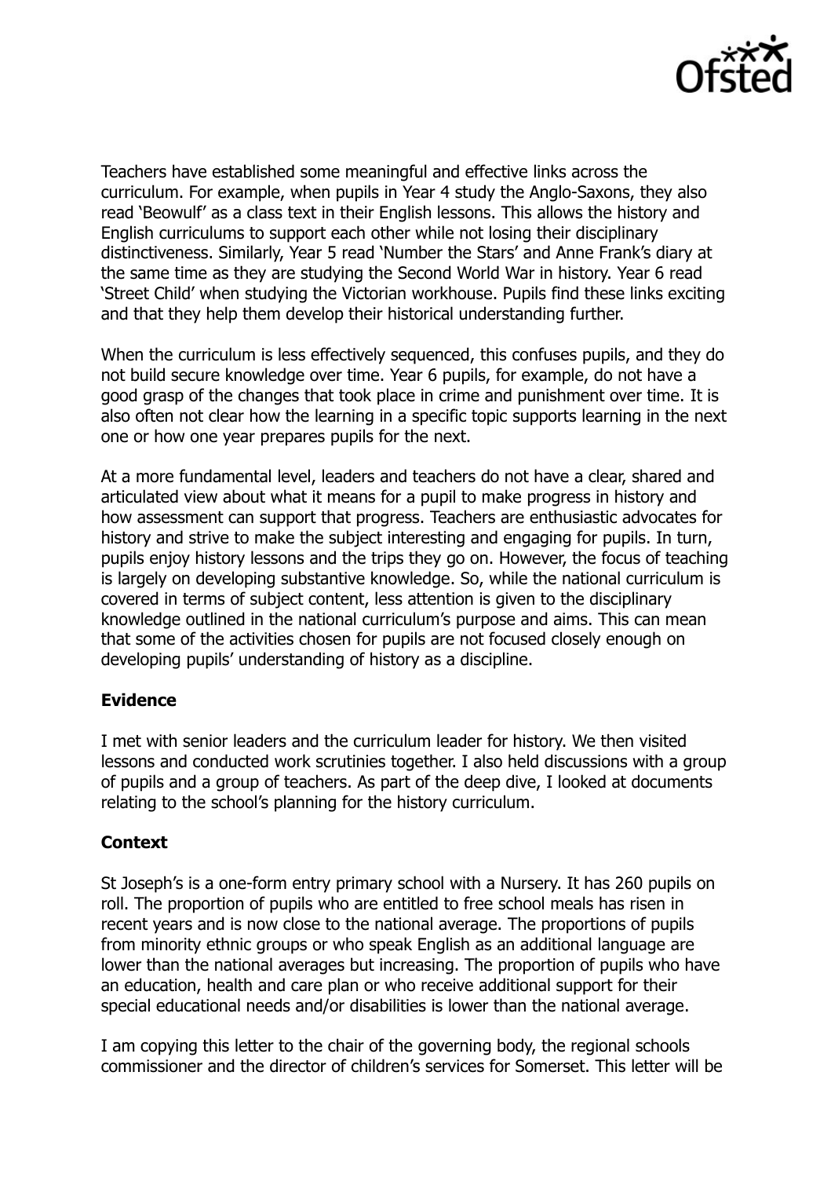Teachers have established some meaningful and effective links across the curriculum. For example, when pupils in Year 4 study the Anglo-Saxons, they also read 'Beowulf' as a class text in their English lessons. This allows the history and English curriculums to support each other while not losing their disciplinary distinctiveness. Similarly, Year 5 read 'Number the Stars' and Anne Frank's diary at the same time as they are studying the Second World War in history. Year 6 read 'Street Child' when studying the Victorian workhouse. Pupils find these links exciting and that they help them develop their historical understanding further.

When the curriculum is less effectively sequenced, this confuses pupils, and they do not build secure knowledge over time. Year 6 pupils, for example, do not have a good grasp of the changes that took place in crime and punishment over time. It is also often not clear how the learning in a specific topic supports learning in the next one or how one year prepares pupils for the next.

At a more fundamental level, leaders and teachers do not have a clear, shared and articulated view about what it means for a pupil to make progress in history and how assessment can support that progress. Teachers are enthusiastic advocates for history and strive to make the subject interesting and engaging for pupils. In turn, pupils enjoy history lessons and the trips they go on. However, the focus of teaching is largely on developing substantive knowledge. So, while the national curriculum is covered in terms of subject content, less attention is given to the disciplinary knowledge outlined in the national curriculum's purpose and aims. This can mean that some of the activities chosen for pupils are not focused closely enough on developing pupils' understanding of history as a discipline.

**Evidence**

I met with senior leaders and the curriculum leader for history. We then visited lessons and conducted work scrutinies together. I also held discussions with a group of pupils and a group of teachers. As part of the deep dive, I looked at documents relating to the school's planning for the history curriculum.

**Context**

St Joseph's is a one-form entry primary school with a Nursery. It has 260 pupils on roll. The proportion of pupils who are entitled to free school meals has risen in recent years and is now close to the national average. The proportions of pupils from minority ethnic groups or who speak English as an additional language are lower than the national averages but increasing. The proportion of pupils who have an education, health and care plan or who receive additional support for their special educational needs and/or disabilities is lower than the national average.

I am copying this letter to the chair of the governing body, the regional schools commissioner and the director of children's services for Somerset. This letter will be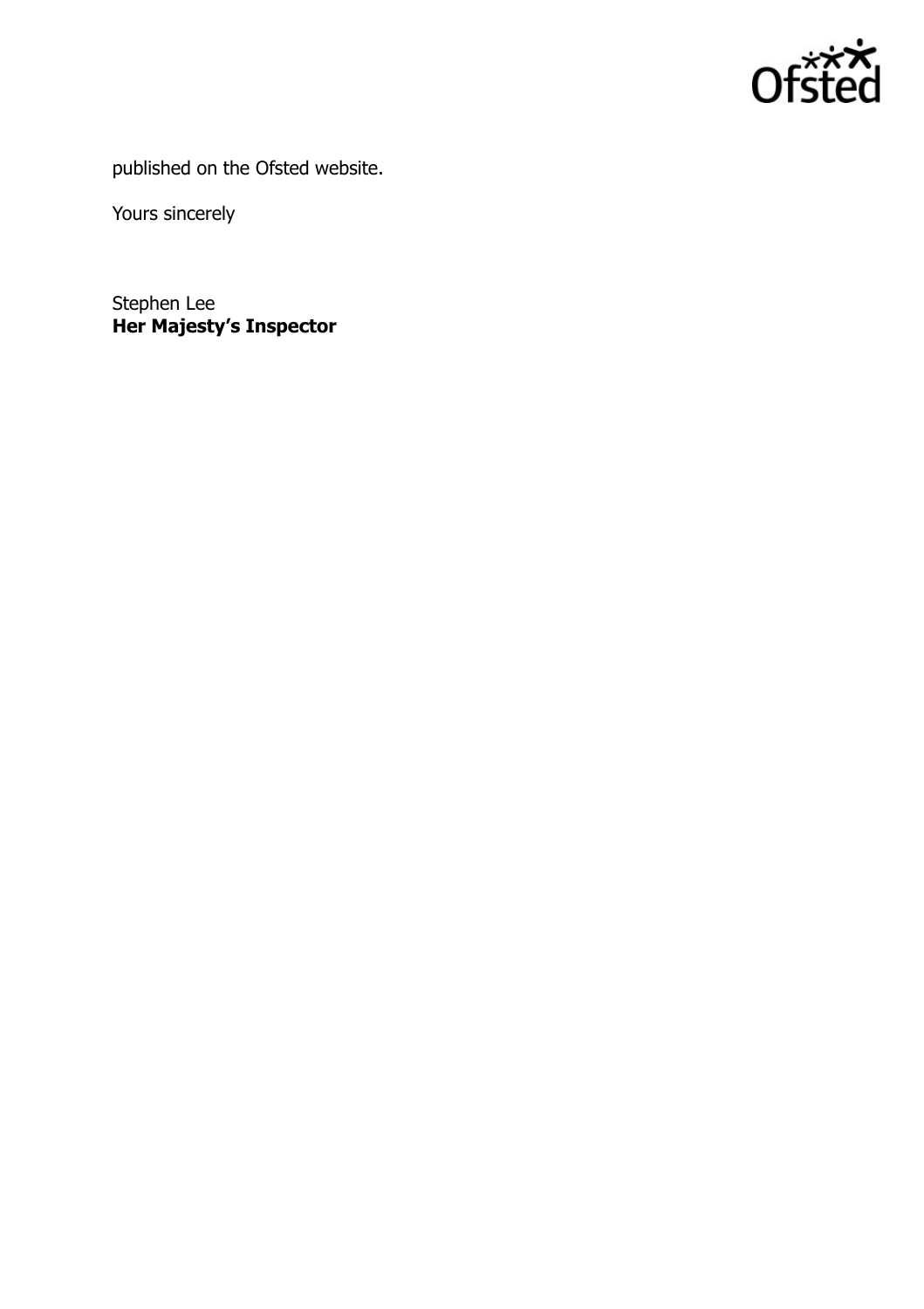published on the Ofsted website.

Yours sincerely

Stephen Lee
**Her Majesty's Inspector**